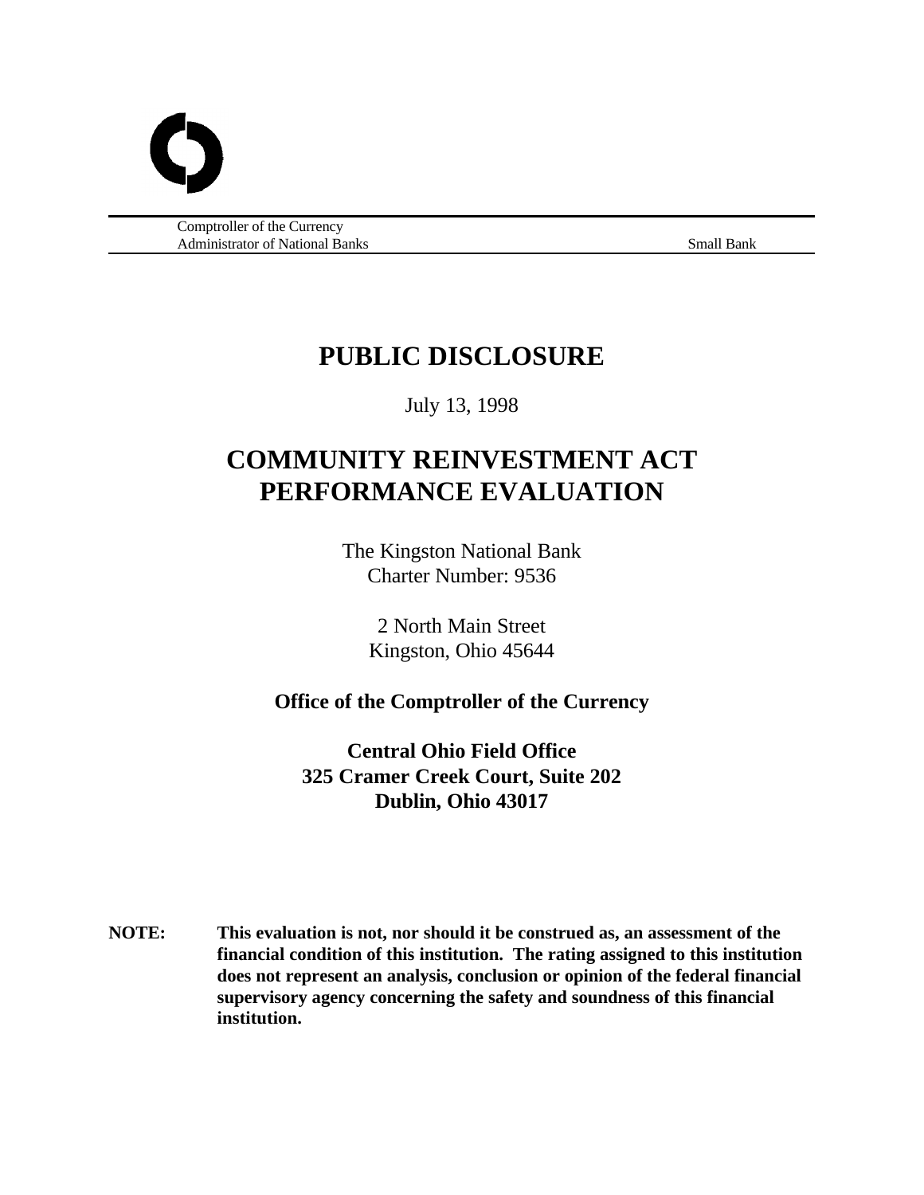Comptroller of the Currency
Administrator of National Banks Small Bank

# PUBLIC DISCLOSURE

July 13, 1998

# COMMUNITY REINVESTMENT ACT PERFORMANCE EVALUATION

The Kingston National Bank
Charter Number: 9536

2 North Main Street
Kingston, Ohio 45644

**Office of the Comptroller of the Currency**

**Central Ohio Field Office**
**325 Cramer Creek Court, Suite 202**
**Dublin, Ohio 43017**

**NOTE: This evaluation is not, nor should it be construed as, an assessment of the financial condition of this institution. The rating assigned to this institution does not represent an analysis, conclusion or opinion of the federal financial supervisory agency concerning the safety and soundness of this financial institution.**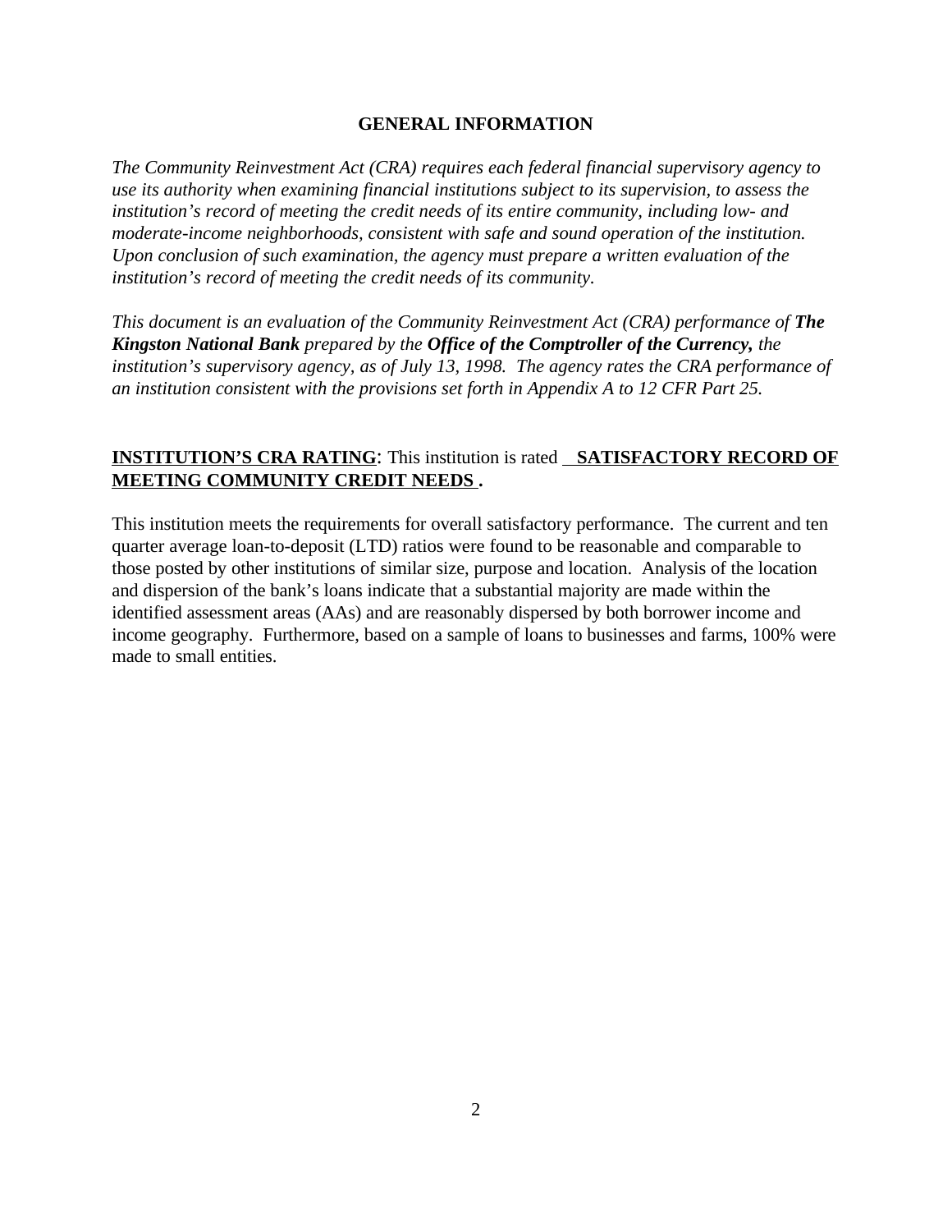## GENERAL INFORMATION

*The Community Reinvestment Act (CRA) requires each federal financial supervisory agency to use its authority when examining financial institutions subject to its supervision, to assess the institution's record of meeting the credit needs of its entire community, including low- and moderate-income neighborhoods, consistent with safe and sound operation of the institution. Upon conclusion of such examination, the agency must prepare a written evaluation of the institution's record of meeting the credit needs of its community.*

*This document is an evaluation of the Community Reinvestment Act (CRA) performance of **The Kingston National Bank** prepared by the **Office of the Comptroller of the Currency,** the institution's supervisory agency, as of July 13, 1998. The agency rates the CRA performance of an institution consistent with the provisions set forth in Appendix A to 12 CFR Part 25.*

**INSTITUTION'S CRA RATING**: This institution is rated **SATISFACTORY RECORD OF MEETING COMMUNITY CREDIT NEEDS**.

This institution meets the requirements for overall satisfactory performance. The current and ten quarter average loan-to-deposit (LTD) ratios were found to be reasonable and comparable to those posted by other institutions of similar size, purpose and location. Analysis of the location and dispersion of the bank's loans indicate that a substantial majority are made within the identified assessment areas (AAs) and are reasonably dispersed by both borrower income and income geography. Furthermore, based on a sample of loans to businesses and farms, 100% were made to small entities.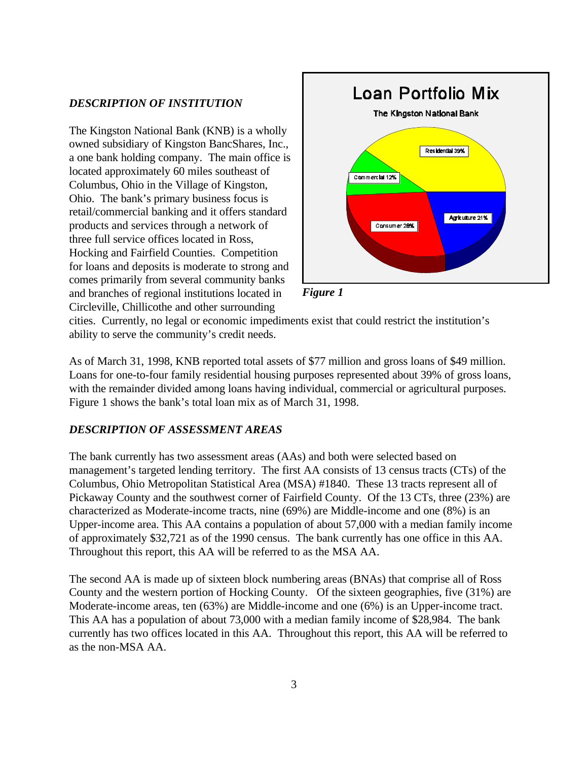## *DESCRIPTION OF INSTITUTION*

The Kingston National Bank (KNB) is a wholly owned subsidiary of Kingston BancShares, Inc., a one bank holding company. The main office is located approximately 60 miles southeast of Columbus, Ohio in the Village of Kingston, Ohio. The bank's primary business focus is retail/commercial banking and it offers standard products and services through a network of three full service offices located in Ross, Hocking and Fairfield Counties. Competition for loans and deposits is moderate to strong and comes primarily from several community banks and branches of regional institutions located in Circleville, Chillicothe and other surrounding cities. Currently, no legal or economic impediments exist that could restrict the institution's ability to serve the community's credit needs.

**Loan Portfolio Mix**

**The Kingston National Bank**

- Residential 39%
- Commercial 12%
- Consumer 28%
- Agriculture 21%

*Figure 1*

As of March 31, 1998, KNB reported total assets of $77 million and gross loans of $49 million. Loans for one-to-four family residential housing purposes represented about 39% of gross loans, with the remainder divided among loans having individual, commercial or agricultural purposes. Figure 1 shows the bank's total loan mix as of March 31, 1998.

## *DESCRIPTION OF ASSESSMENT AREAS*

The bank currently has two assessment areas (AAs) and both were selected based on management's targeted lending territory. The first AA consists of 13 census tracts (CTs) of the Columbus, Ohio Metropolitan Statistical Area (MSA) #1840. These 13 tracts represent all of Pickaway County and the southwest corner of Fairfield County. Of the 13 CTs, three (23%) are characterized as Moderate-income tracts, nine (69%) are Middle-income and one (8%) is an Upper-income area. This AA contains a population of about 57,000 with a median family income of approximately $32,721 as of the 1990 census. The bank currently has one office in this AA. Throughout this report, this AA will be referred to as the MSA AA.

The second AA is made up of sixteen block numbering areas (BNAs) that comprise all of Ross County and the western portion of Hocking County. Of the sixteen geographies, five (31%) are Moderate-income areas, ten (63%) are Middle-income and one (6%) is an Upper-income tract. This AA has a population of about 73,000 with a median family income of $28,984. The bank currently has two offices located in this AA. Throughout this report, this AA will be referred to as the non-MSA AA.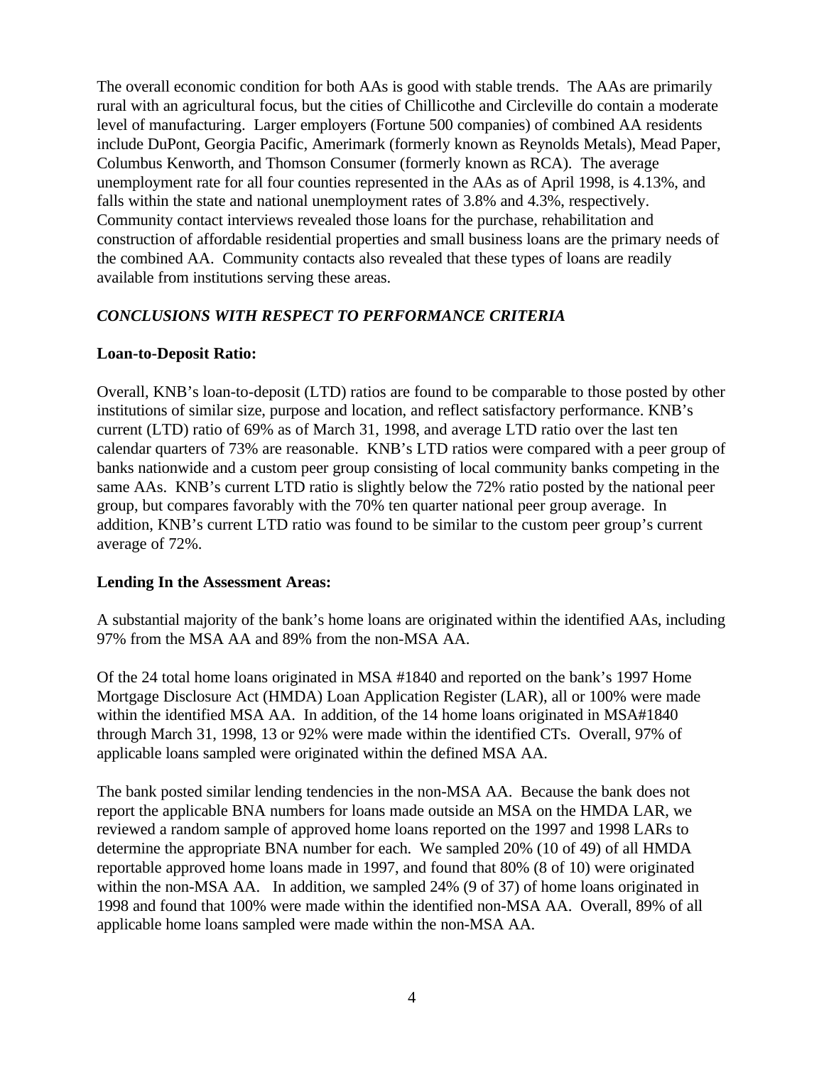The overall economic condition for both AAs is good with stable trends. The AAs are primarily rural with an agricultural focus, but the cities of Chillicothe and Circleville do contain a moderate level of manufacturing. Larger employers (Fortune 500 companies) of combined AA residents include DuPont, Georgia Pacific, Amerimark (formerly known as Reynolds Metals), Mead Paper, Columbus Kenworth, and Thomson Consumer (formerly known as RCA). The average unemployment rate for all four counties represented in the AAs as of April 1998, is 4.13%, and falls within the state and national unemployment rates of 3.8% and 4.3%, respectively. Community contact interviews revealed those loans for the purchase, rehabilitation and construction of affordable residential properties and small business loans are the primary needs of the combined AA. Community contacts also revealed that these types of loans are readily available from institutions serving these areas.

### *CONCLUSIONS WITH RESPECT TO PERFORMANCE CRITERIA*

**Loan-to-Deposit Ratio:**

Overall, KNB's loan-to-deposit (LTD) ratios are found to be comparable to those posted by other institutions of similar size, purpose and location, and reflect satisfactory performance. KNB's current (LTD) ratio of 69% as of March 31, 1998, and average LTD ratio over the last ten calendar quarters of 73% are reasonable. KNB's LTD ratios were compared with a peer group of banks nationwide and a custom peer group consisting of local community banks competing in the same AAs. KNB's current LTD ratio is slightly below the 72% ratio posted by the national peer group, but compares favorably with the 70% ten quarter national peer group average. In addition, KNB's current LTD ratio was found to be similar to the custom peer group's current average of 72%.

**Lending In the Assessment Areas:**

A substantial majority of the bank's home loans are originated within the identified AAs, including 97% from the MSA AA and 89% from the non-MSA AA.

Of the 24 total home loans originated in MSA #1840 and reported on the bank's 1997 Home Mortgage Disclosure Act (HMDA) Loan Application Register (LAR), all or 100% were made within the identified MSA AA. In addition, of the 14 home loans originated in MSA#1840 through March 31, 1998, 13 or 92% were made within the identified CTs. Overall, 97% of applicable loans sampled were originated within the defined MSA AA.

The bank posted similar lending tendencies in the non-MSA AA. Because the bank does not report the applicable BNA numbers for loans made outside an MSA on the HMDA LAR, we reviewed a random sample of approved home loans reported on the 1997 and 1998 LARs to determine the appropriate BNA number for each. We sampled 20% (10 of 49) of all HMDA reportable approved home loans made in 1997, and found that 80% (8 of 10) were originated within the non-MSA AA. In addition, we sampled 24% (9 of 37) of home loans originated in 1998 and found that 100% were made within the identified non-MSA AA. Overall, 89% of all applicable home loans sampled were made within the non-MSA AA.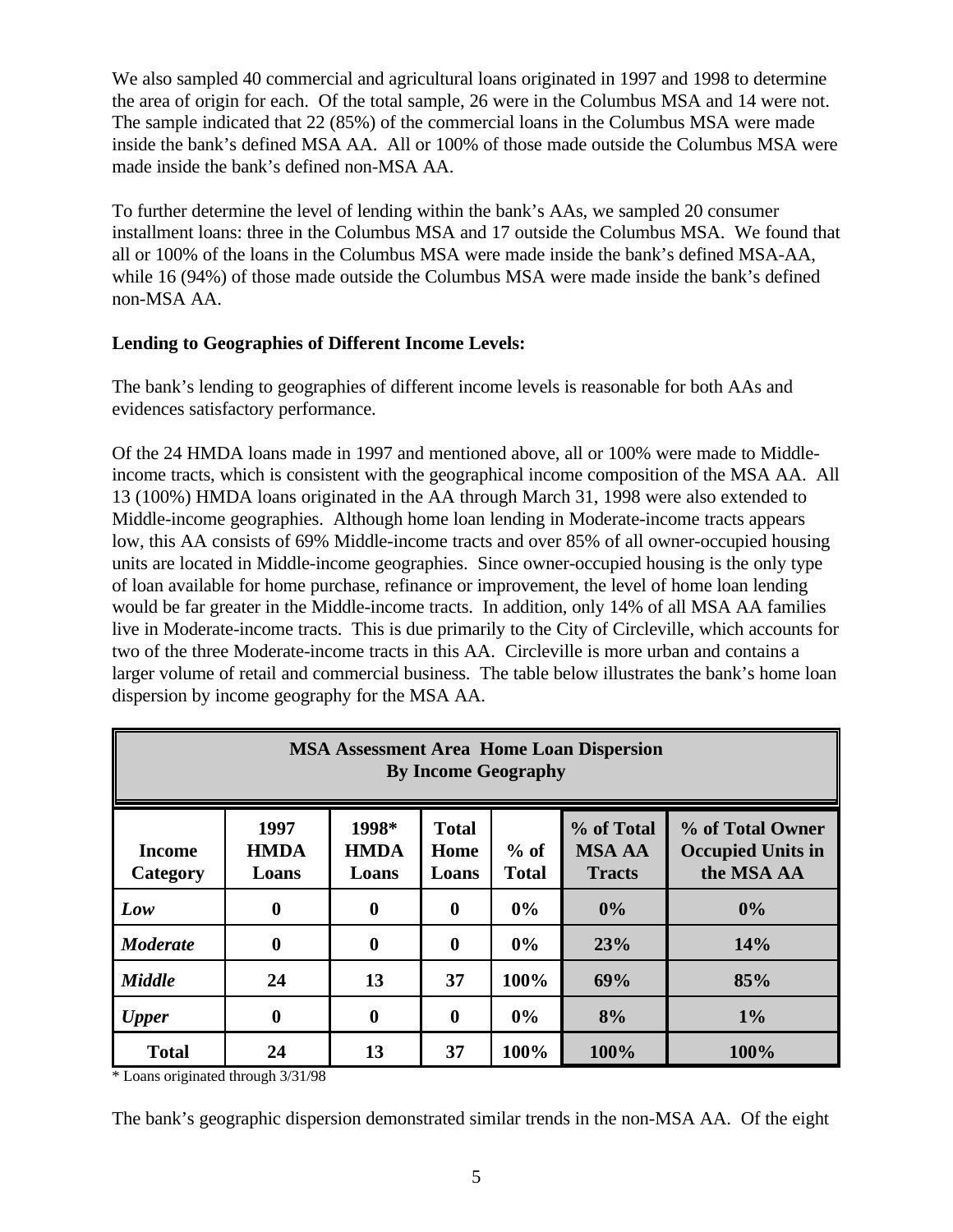We also sampled 40 commercial and agricultural loans originated in 1997 and 1998 to determine the area of origin for each. Of the total sample, 26 were in the Columbus MSA and 14 were not. The sample indicated that 22 (85%) of the commercial loans in the Columbus MSA were made inside the bank's defined MSA AA. All or 100% of those made outside the Columbus MSA were made inside the bank's defined non-MSA AA.

To further determine the level of lending within the bank's AAs, we sampled 20 consumer installment loans: three in the Columbus MSA and 17 outside the Columbus MSA. We found that all or 100% of the loans in the Columbus MSA were made inside the bank's defined MSA-AA, while 16 (94%) of those made outside the Columbus MSA were made inside the bank's defined non-MSA AA.

**Lending to Geographies of Different Income Levels:**

The bank's lending to geographies of different income levels is reasonable for both AAs and evidences satisfactory performance.

Of the 24 HMDA loans made in 1997 and mentioned above, all or 100% were made to Middle-income tracts, which is consistent with the geographical income composition of the MSA AA. All 13 (100%) HMDA loans originated in the AA through March 31, 1998 were also extended to Middle-income geographies. Although home loan lending in Moderate-income tracts appears low, this AA consists of 69% Middle-income tracts and over 85% of all owner-occupied housing units are located in Middle-income geographies. Since owner-occupied housing is the only type of loan available for home purchase, refinance or improvement, the level of home loan lending would be far greater in the Middle-income tracts. In addition, only 14% of all MSA AA families live in Moderate-income tracts. This is due primarily to the City of Circleville, which accounts for two of the three Moderate-income tracts in this AA. Circleville is more urban and contains a larger volume of retail and commercial business. The table below illustrates the bank's home loan dispersion by income geography for the MSA AA.

**MSA Assessment Area Home Loan Dispersion By Income Geography**

| Income Category | 1997 HMDA Loans | 1998* HMDA Loans | Total Home Loans | % of Total | % of Total MSA AA Tracts | % of Total Owner Occupied Units in the MSA AA |
|---|---|---|---|---|---|---|
| ***Low*** | **0** | **0** | **0** | **0%** | **0%** | **0%** |
| ***Moderate*** | **0** | **0** | **0** | **0%** | **23%** | **14%** |
| ***Middle*** | **24** | **13** | **37** | **100%** | **69%** | **85%** |
| ***Upper*** | **0** | **0** | **0** | **0%** | **8%** | **1%** |
| **Total** | **24** | **13** | **37** | **100%** | **100%** | **100%** |

\* Loans originated through 3/31/98

The bank's geographic dispersion demonstrated similar trends in the non-MSA AA. Of the eight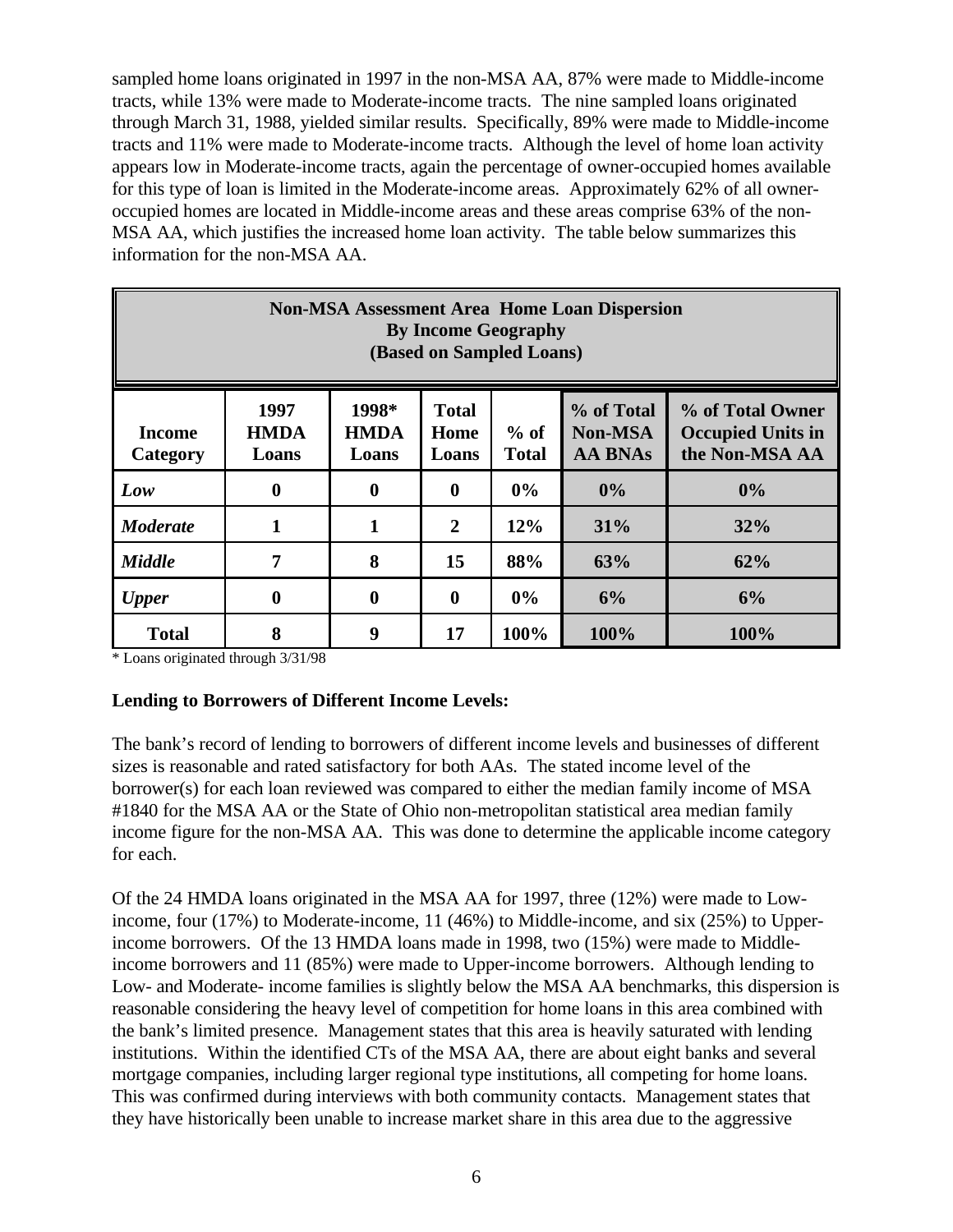sampled home loans originated in 1997 in the non-MSA AA, 87% were made to Middle-income tracts, while 13% were made to Moderate-income tracts. The nine sampled loans originated through March 31, 1988, yielded similar results. Specifically, 89% were made to Middle-income tracts and 11% were made to Moderate-income tracts. Although the level of home loan activity appears low in Moderate-income tracts, again the percentage of owner-occupied homes available for this type of loan is limited in the Moderate-income areas. Approximately 62% of all owner-occupied homes are located in Middle-income areas and these areas comprise 63% of the non-MSA AA, which justifies the increased home loan activity. The table below summarizes this information for the non-MSA AA.

**Non-MSA Assessment Area Home Loan Dispersion By Income Geography (Based on Sampled Loans)**

| Income Category | 1997 HMDA Loans | 1998* HMDA Loans | Total Home Loans | % of Total | % of Total Non-MSA AA BNAs | % of Total Owner Occupied Units in the Non-MSA AA |
|---|---|---|---|---|---|---|
| *Low* | 0 | 0 | 0 | 0% | 0% | 0% |
| *Moderate* | 1 | 1 | 2 | 12% | 31% | 32% |
| *Middle* | 7 | 8 | 15 | 88% | 63% | 62% |
| *Upper* | 0 | 0 | 0 | 0% | 6% | 6% |
| **Total** | 8 | 9 | 17 | 100% | 100% | 100% |

\* Loans originated through 3/31/98

**Lending to Borrowers of Different Income Levels:**

The bank's record of lending to borrowers of different income levels and businesses of different sizes is reasonable and rated satisfactory for both AAs. The stated income level of the borrower(s) for each loan reviewed was compared to either the median family income of MSA #1840 for the MSA AA or the State of Ohio non-metropolitan statistical area median family income figure for the non-MSA AA. This was done to determine the applicable income category for each.

Of the 24 HMDA loans originated in the MSA AA for 1997, three (12%) were made to Low-income, four (17%) to Moderate-income, 11 (46%) to Middle-income, and six (25%) to Upper-income borrowers. Of the 13 HMDA loans made in 1998, two (15%) were made to Middle-income borrowers and 11 (85%) were made to Upper-income borrowers. Although lending to Low- and Moderate- income families is slightly below the MSA AA benchmarks, this dispersion is reasonable considering the heavy level of competition for home loans in this area combined with the bank's limited presence. Management states that this area is heavily saturated with lending institutions. Within the identified CTs of the MSA AA, there are about eight banks and several mortgage companies, including larger regional type institutions, all competing for home loans. This was confirmed during interviews with both community contacts. Management states that they have historically been unable to increase market share in this area due to the aggressive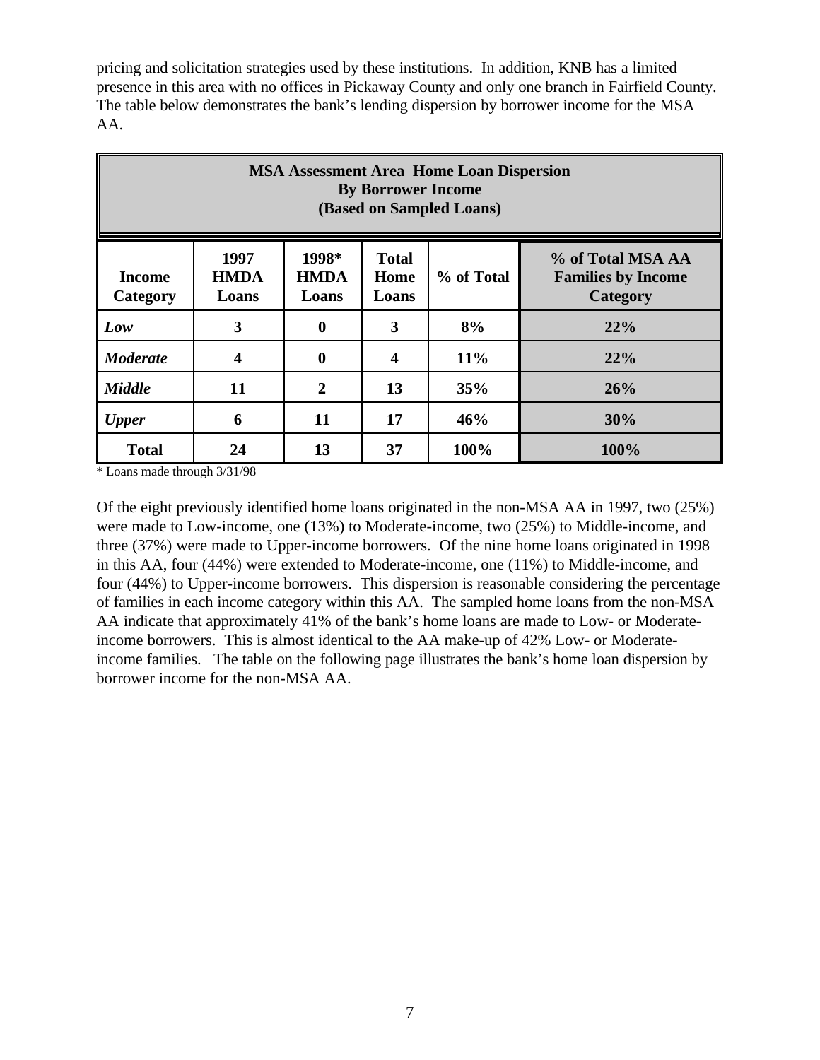pricing and solicitation strategies used by these institutions. In addition, KNB has a limited presence in this area with no offices in Pickaway County and only one branch in Fairfield County. The table below demonstrates the bank's lending dispersion by borrower income for the MSA AA.

| **MSA Assessment Area Home Loan Dispersion By Borrower Income (Based on Sampled Loans)** | | | | | |
|---|---|---|---|---|---|
| **Income Category** | **1997 HMDA Loans** | **1998* HMDA Loans** | **Total Home Loans** | **% of Total** | **% of Total MSA AA Families by Income Category** |
| ***Low*** | **3** | **0** | **3** | **8%** | **22%** |
| ***Moderate*** | **4** | **0** | **4** | **11%** | **22%** |
| ***Middle*** | **11** | **2** | **13** | **35%** | **26%** |
| ***Upper*** | **6** | **11** | **17** | **46%** | **30%** |
| **Total** | **24** | **13** | **37** | **100%** | **100%** |

* Loans made through 3/31/98

Of the eight previously identified home loans originated in the non-MSA AA in 1997, two (25%) were made to Low-income, one (13%) to Moderate-income, two (25%) to Middle-income, and three (37%) were made to Upper-income borrowers. Of the nine home loans originated in 1998 in this AA, four (44%) were extended to Moderate-income, one (11%) to Middle-income, and four (44%) to Upper-income borrowers. This dispersion is reasonable considering the percentage of families in each income category within this AA. The sampled home loans from the non-MSA AA indicate that approximately 41% of the bank's home loans are made to Low- or Moderate-income borrowers. This is almost identical to the AA make-up of 42% Low- or Moderate-income families. The table on the following page illustrates the bank's home loan dispersion by borrower income for the non-MSA AA.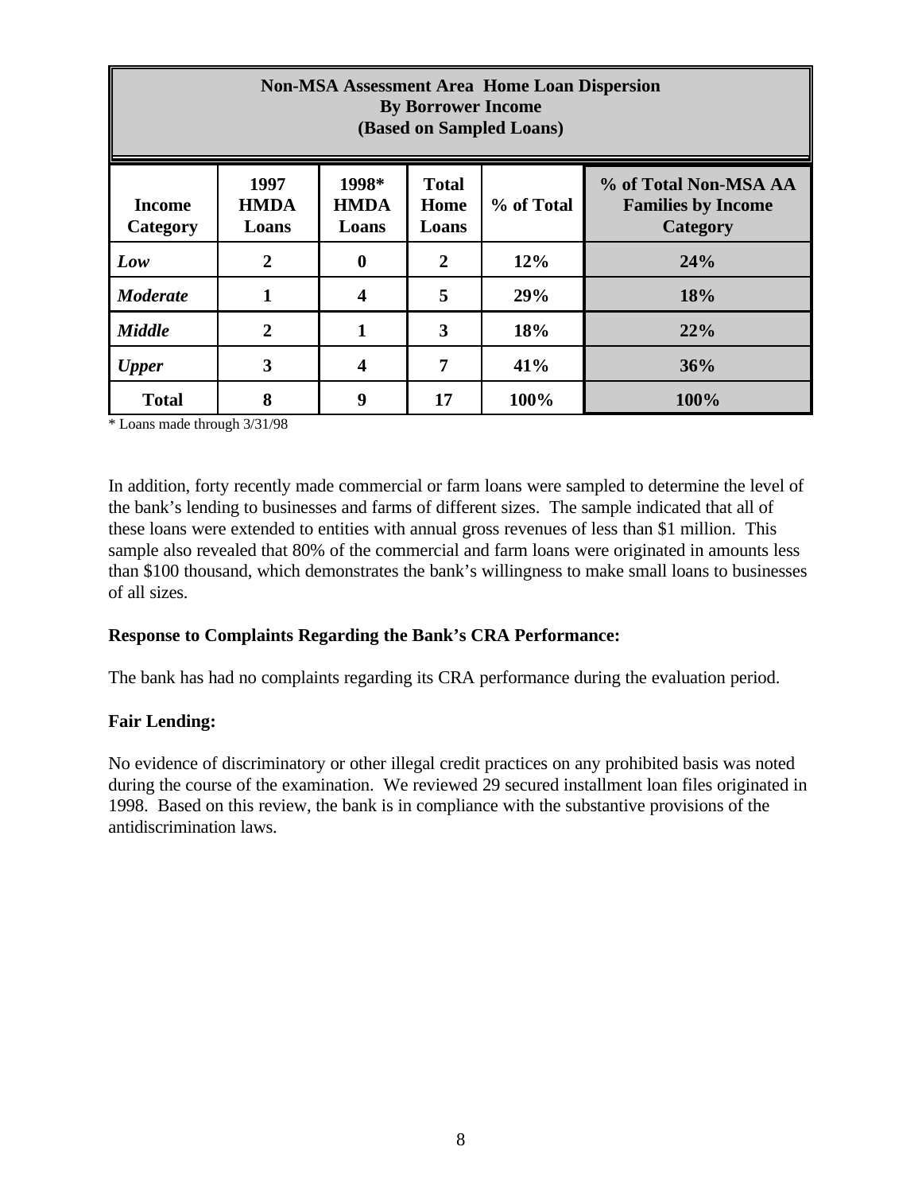| Non-MSA Assessment Area Home Loan Dispersion<br>By Borrower Income<br>(Based on Sampled Loans) | | | | | |
|---|---|---|---|---|---|
| **Income Category** | **1997 HMDA Loans** | **1998* HMDA Loans** | **Total Home Loans** | **% of Total** | **% of Total Non-MSA AA Families by Income Category** |
| ***Low*** | **2** | **0** | **2** | **12%** | **24%** |
| ***Moderate*** | **1** | **4** | **5** | **29%** | **18%** |
| ***Middle*** | **2** | **1** | **3** | **18%** | **22%** |
| ***Upper*** | **3** | **4** | **7** | **41%** | **36%** |
| **Total** | **8** | **9** | **17** | **100%** | **100%** |

* Loans made through 3/31/98

In addition, forty recently made commercial or farm loans were sampled to determine the level of the bank's lending to businesses and farms of different sizes. The sample indicated that all of these loans were extended to entities with annual gross revenues of less than $1 million. This sample also revealed that 80% of the commercial and farm loans were originated in amounts less than $100 thousand, which demonstrates the bank's willingness to make small loans to businesses of all sizes.

**Response to Complaints Regarding the Bank's CRA Performance:**

The bank has had no complaints regarding its CRA performance during the evaluation period.

**Fair Lending:**

No evidence of discriminatory or other illegal credit practices on any prohibited basis was noted during the course of the examination. We reviewed 29 secured installment loan files originated in 1998. Based on this review, the bank is in compliance with the substantive provisions of the antidiscrimination laws.